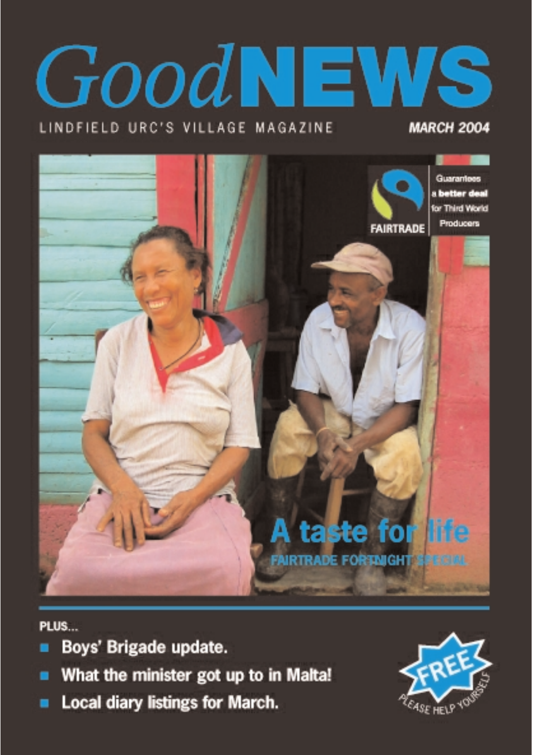# Good NEWS

LINDFIELD URC'S VILLAGE MAGAZINE

**MARCH 2004**

FAIRTRADE — Guarantees a **better deal** for Third World Producers

## A taste for life

FAIRTRADE FORTNIGHT SPECIAL

**PLUS...**

- **Boys' Brigade update.**
- **What the minister got up to in Malta!**
- **Local diary listings for March.**

FREE — PLEASE HELP YOURSELF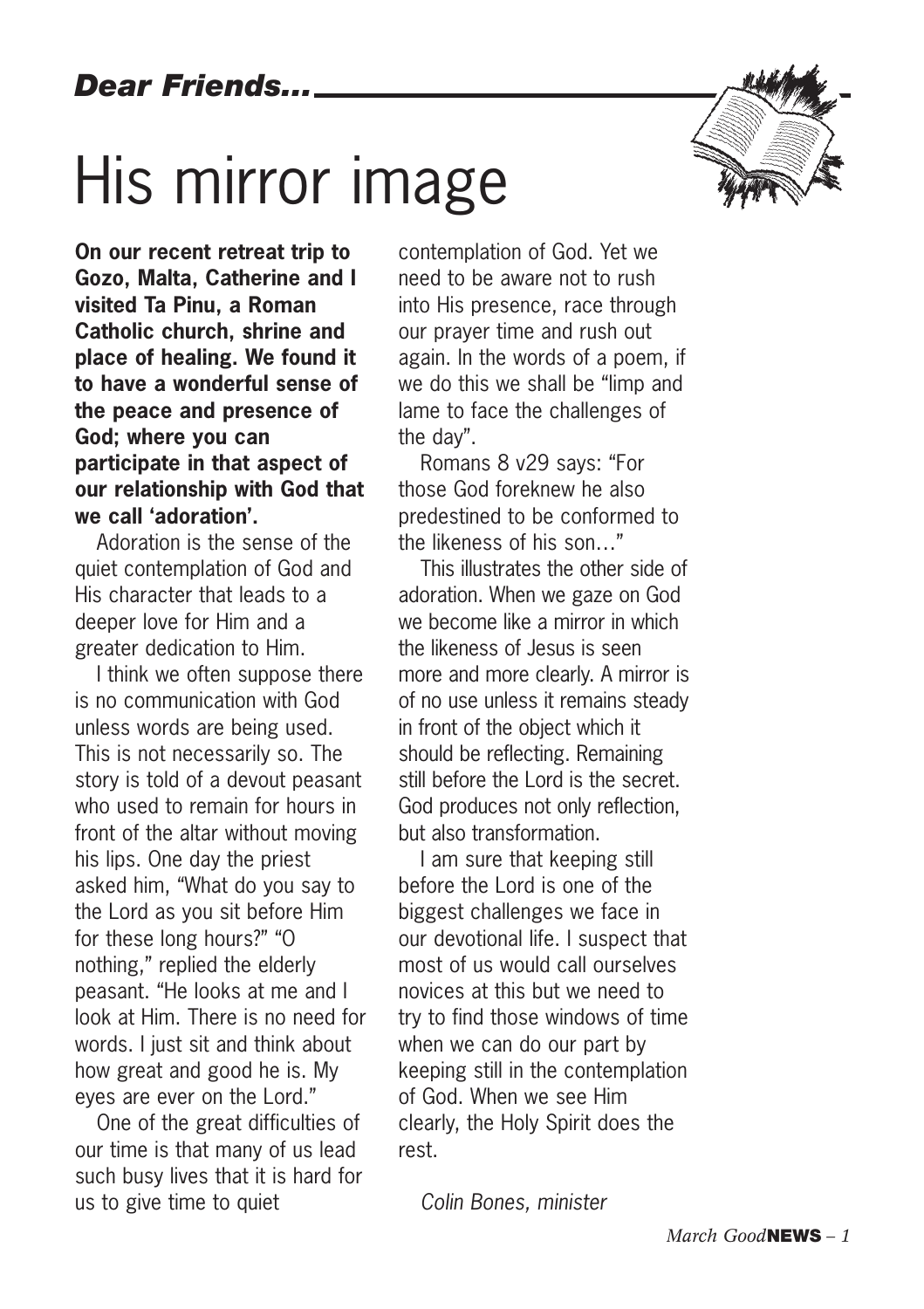*Dear Friends…*

# His mirror image

**On our recent retreat trip to Gozo, Malta, Catherine and I visited Ta Pinu, a Roman Catholic church, shrine and place of healing. We found it to have a wonderful sense of the peace and presence of God; where you can participate in that aspect of our relationship with God that we call 'adoration'.**

Adoration is the sense of the quiet contemplation of God and His character that leads to a deeper love for Him and a greater dedication to Him.

I think we often suppose there is no communication with God unless words are being used. This is not necessarily so. The story is told of a devout peasant who used to remain for hours in front of the altar without moving his lips. One day the priest asked him, "What do you say to the Lord as you sit before Him for these long hours?" "O nothing," replied the elderly peasant. "He looks at me and I look at Him. There is no need for words. I just sit and think about how great and good he is. My eyes are ever on the Lord."

One of the great difficulties of our time is that many of us lead such busy lives that it is hard for us to give time to quiet contemplation of God. Yet we need to be aware not to rush into His presence, race through our prayer time and rush out again. In the words of a poem, if we do this we shall be "limp and lame to face the challenges of the day".

Romans 8 v29 says: "For those God foreknew he also predestined to be conformed to the likeness of his son…"

This illustrates the other side of adoration. When we gaze on God we become like a mirror in which the likeness of Jesus is seen more and more clearly. A mirror is of no use unless it remains steady in front of the object which it should be reflecting. Remaining still before the Lord is the secret. God produces not only reflection, but also transformation.

I am sure that keeping still before the Lord is one of the biggest challenges we face in our devotional life. I suspect that most of us would call ourselves novices at this but we need to try to find those windows of time when we can do our part by keeping still in the contemplation of God. When we see Him clearly, the Holy Spirit does the rest.

*Colin Bones, minister*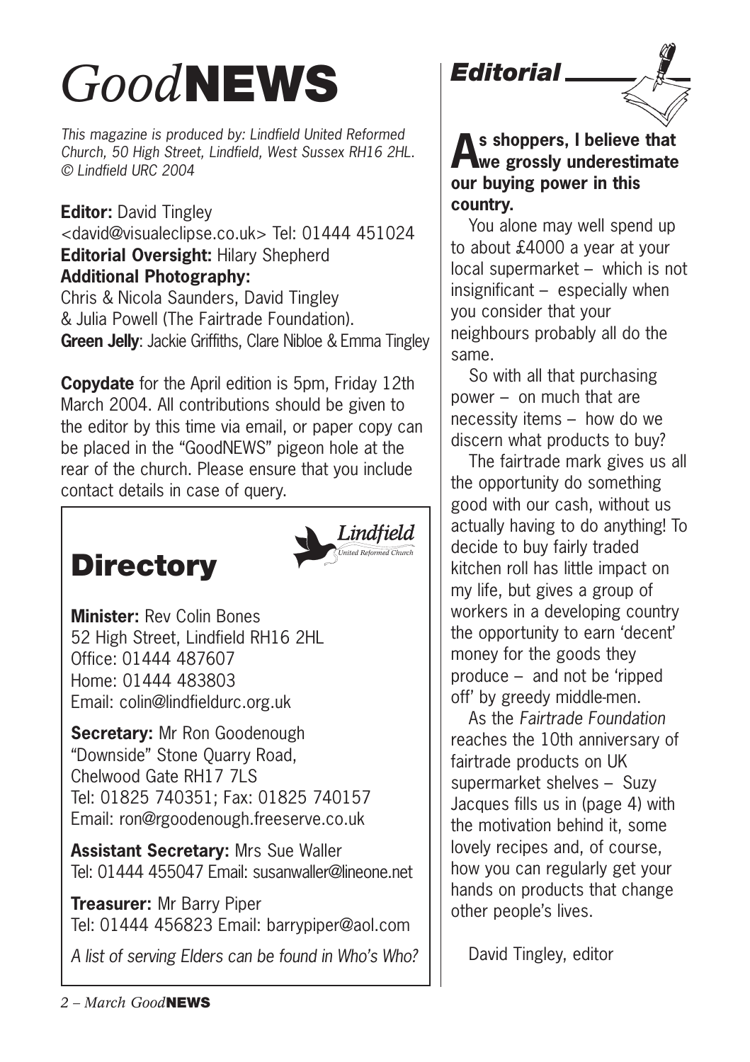# *Good*NEWS

*This magazine is produced by: Lindfield United Reformed Church, 50 High Street, Lindfield, West Sussex RH16 2HL. © Lindfield URC 2004*

**Editor:** David Tingley <david@visualeclipse.co.uk> Tel: 01444 451024
**Editorial Oversight:** Hilary Shepherd
**Additional Photography:**
Chris & Nicola Saunders, David Tingley & Julia Powell (The Fairtrade Foundation).
**Green Jelly**: Jackie Griffiths, Clare Nibloe & Emma Tingley

**Copydate** for the April edition is 5pm, Friday 12th March 2004. All contributions should be given to the editor by this time via email, or paper copy can be placed in the "GoodNEWS" pigeon hole at the rear of the church. Please ensure that you include contact details in case of query.

## Directory

Lindfield United Reformed Church

**Minister:** Rev Colin Bones
52 High Street, Lindfield RH16 2HL
Office: 01444 487607
Home: 01444 483803
Email: colin@lindfieldurc.org.uk

**Secretary:** Mr Ron Goodenough
"Downside" Stone Quarry Road, Chelwood Gate RH17 7LS
Tel: 01825 740351; Fax: 01825 740157
Email: ron@rgoodenough.freeserve.co.uk

**Assistant Secretary:** Mrs Sue Waller
Tel: 01444 455047 Email: susanwaller@lineone.net

**Treasurer:** Mr Barry Piper
Tel: 01444 456823 Email: barrypiper@aol.com

*A list of serving Elders can be found in Who's Who?*

## *Editorial*

**As shoppers, I believe that we grossly underestimate our buying power in this country.**

You alone may well spend up to about £4000 a year at your local supermarket – which is not insignificant – especially when you consider that your neighbours probably all do the same.

So with all that purchasing power – on much that are necessity items – how do we discern what products to buy?

The fairtrade mark gives us all the opportunity do something good with our cash, without us actually having to do anything! To decide to buy fairly traded kitchen roll has little impact on my life, but gives a group of workers in a developing country the opportunity to earn 'decent' money for the goods they produce – and not be 'ripped off' by greedy middle-men.

As the *Fairtrade Foundation* reaches the 10th anniversary of fairtrade products on UK supermarket shelves – Suzy Jacques fills us in (page 4) with the motivation behind it, some lovely recipes and, of course, how you can regularly get your hands on products that change other people's lives.

David Tingley, editor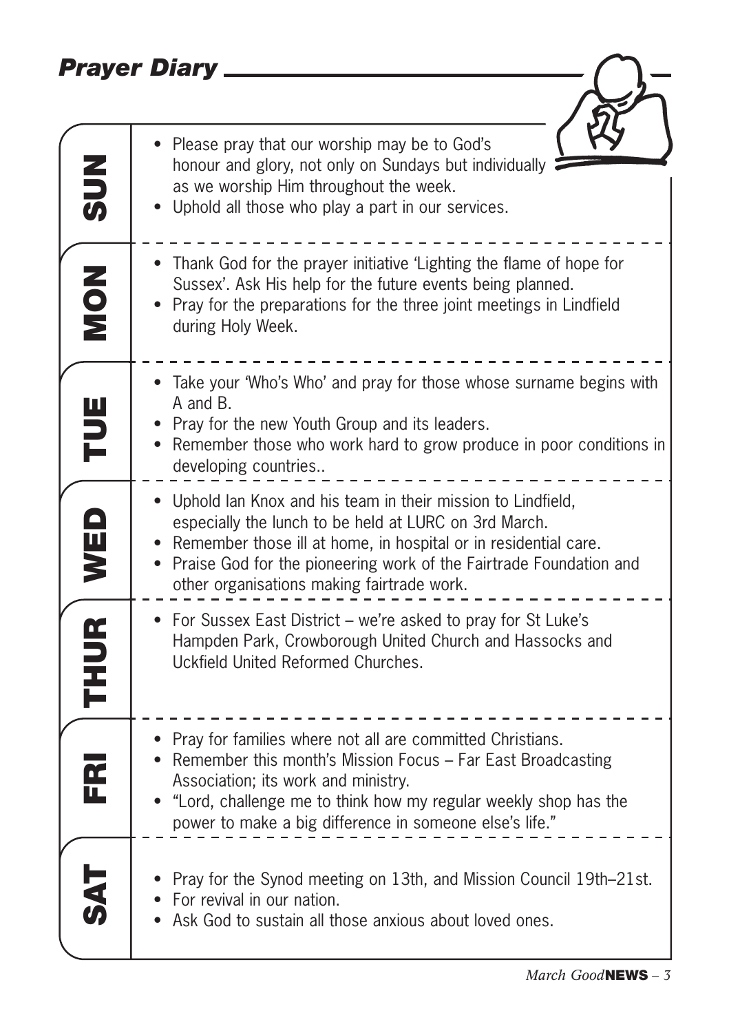## *Prayer Diary*

### SUN

- Please pray that our worship may be to God's honour and glory, not only on Sundays but individually as we worship Him throughout the week.
- Uphold all those who play a part in our services.

### MON

- Thank God for the prayer initiative 'Lighting the flame of hope for Sussex'. Ask His help for the future events being planned.
- Pray for the preparations for the three joint meetings in Lindfield during Holy Week.

### TUE

- Take your 'Who's Who' and pray for those whose surname begins with A and B.
- Pray for the new Youth Group and its leaders.
- Remember those who work hard to grow produce in poor conditions in developing countries..

### WED

- Uphold Ian Knox and his team in their mission to Lindfield, especially the lunch to be held at LURC on 3rd March.
- Remember those ill at home, in hospital or in residential care.
- Praise God for the pioneering work of the Fairtrade Foundation and other organisations making fairtrade work.

### THUR

- For Sussex East District – we're asked to pray for St Luke's Hampden Park, Crowborough United Church and Hassocks and Uckfield United Reformed Churches.

### FRI

- Pray for families where not all are committed Christians.
- Remember this month's Mission Focus – Far East Broadcasting Association; its work and ministry.
- "Lord, challenge me to think how my regular weekly shop has the power to make a big difference in someone else's life."

### SAT

- Pray for the Synod meeting on 13th, and Mission Council 19th–21st.
- For revival in our nation.
- Ask God to sustain all those anxious about loved ones.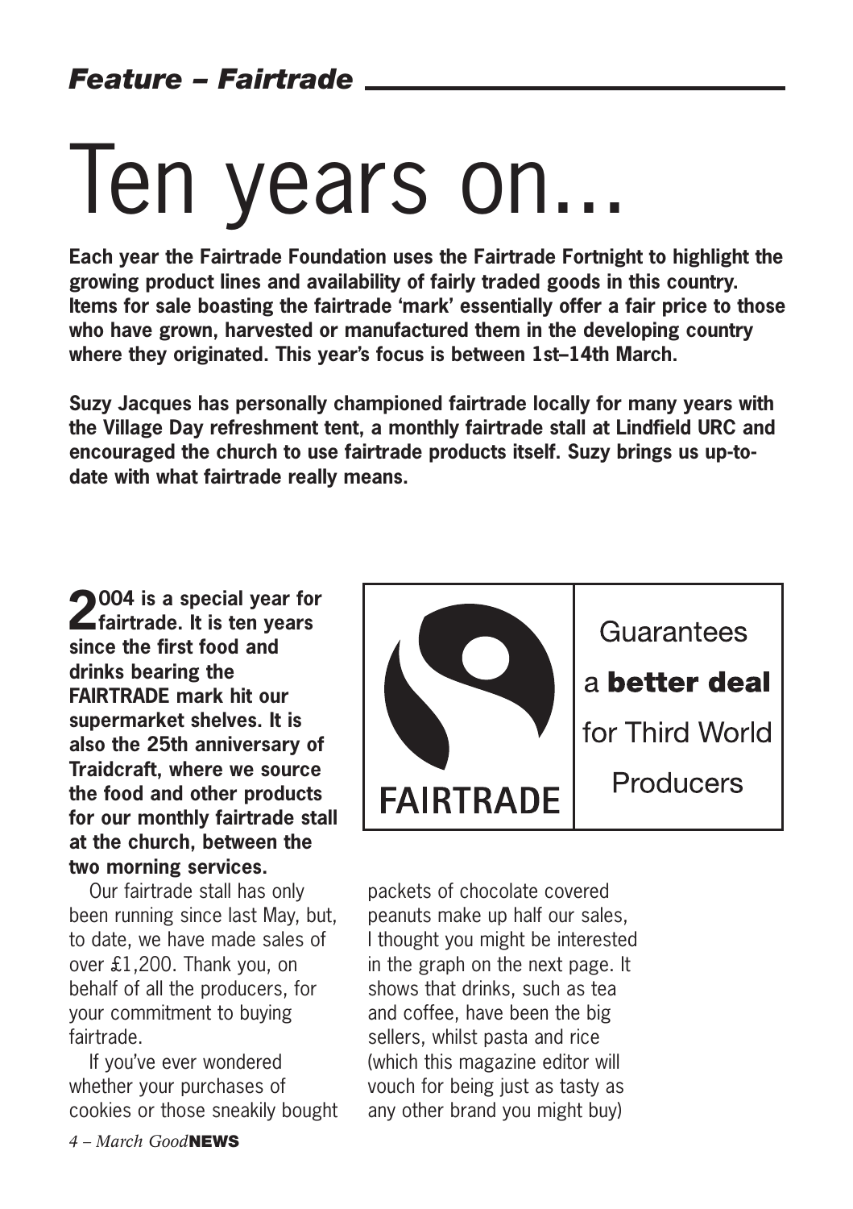*Feature – Fairtrade*

# Ten years on...

**Each year the Fairtrade Foundation uses the Fairtrade Fortnight to highlight the growing product lines and availability of fairly traded goods in this country. Items for sale boasting the fairtrade 'mark' essentially offer a fair price to those who have grown, harvested or manufactured them in the developing country where they originated. This year's focus is between 1st–14th March.**

**Suzy Jacques has personally championed fairtrade locally for many years with the Village Day refreshment tent, a monthly fairtrade stall at Lindfield URC and encouraged the church to use fairtrade products itself. Suzy brings us up-to-date with what fairtrade really means.**

**2004 is a special year for fairtrade. It is ten years since the first food and drinks bearing the FAIRTRADE mark hit our supermarket shelves. It is also the 25th anniversary of Traidcraft, where we source the food and other products for our monthly fairtrade stall at the church, between the two morning services.**

FAIRTRADE

Guarantees a **better deal** for Third World Producers

Our fairtrade stall has only been running since last May, but, to date, we have made sales of over £1,200. Thank you, on behalf of all the producers, for your commitment to buying fairtrade.

If you've ever wondered whether your purchases of cookies or those sneakily bought packets of chocolate covered peanuts make up half our sales, I thought you might be interested in the graph on the next page. It shows that drinks, such as tea and coffee, have been the big sellers, whilst pasta and rice (which this magazine editor will vouch for being just as tasty as any other brand you might buy)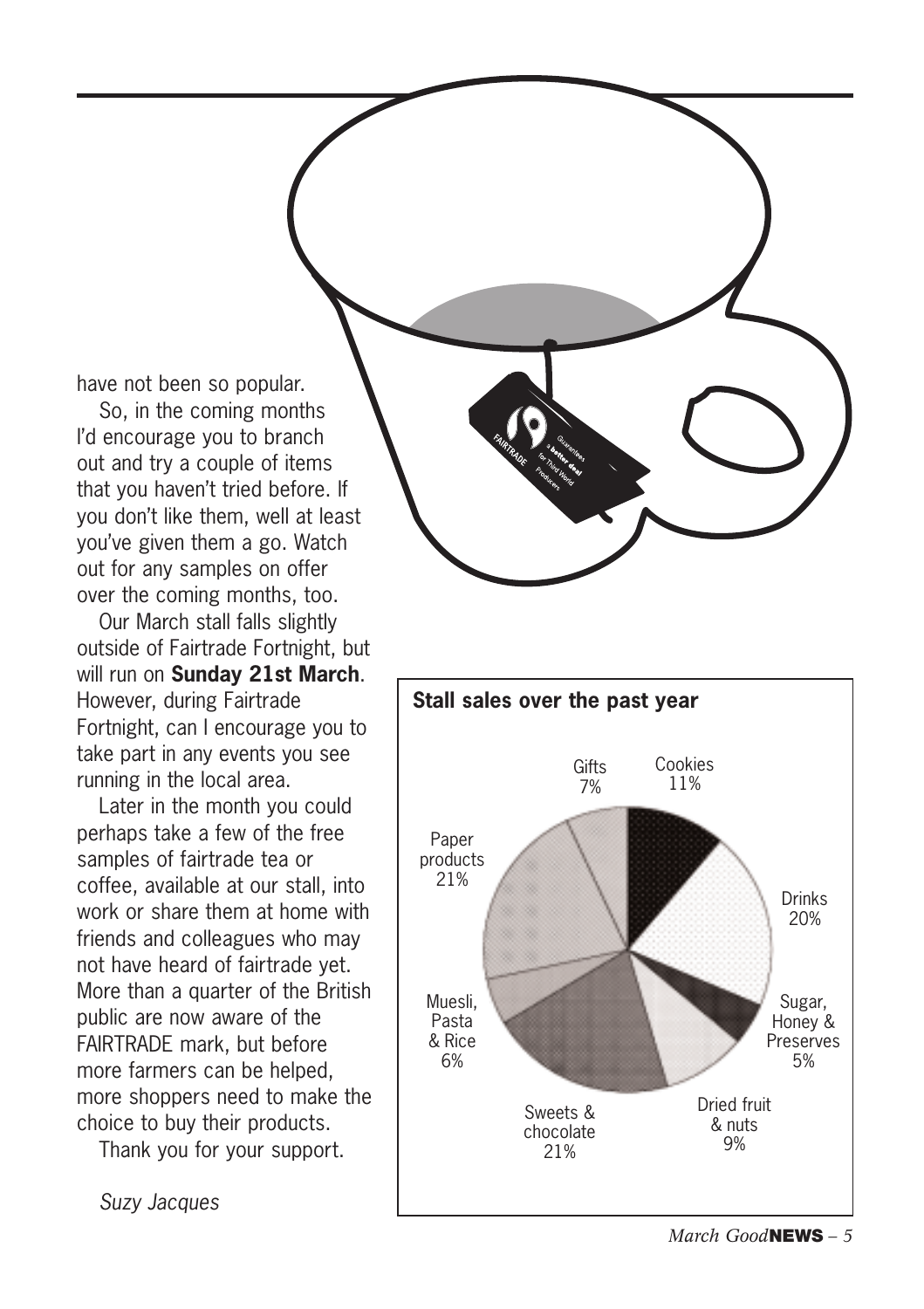have not been so popular.

So, in the coming months I'd encourage you to branch out and try a couple of items that you haven't tried before. If you don't like them, well at least you've given them a go. Watch out for any samples on offer over the coming months, too.

Our March stall falls slightly outside of Fairtrade Fortnight, but will run on **Sunday 21st March**. However, during Fairtrade Fortnight, can I encourage you to take part in any events you see running in the local area.

Later in the month you could perhaps take a few of the free samples of fairtrade tea or coffee, available at our stall, into work or share them at home with friends and colleagues who may not have heard of fairtrade yet. More than a quarter of the British public are now aware of the FAIRTRADE mark, but before more farmers can be helped, more shoppers need to make the choice to buy their products.

Thank you for your support.

*Suzy Jacques*

**Stall sales over the past year**

| Category | Share |
|---|---|
| Cookies | 11% |
| Drinks | 20% |
| Sugar, Honey & Preserves | 5% |
| Dried fruit & nuts | 9% |
| Sweets & chocolate | 21% |
| Muesli, Pasta & Rice | 6% |
| Paper products | 21% |
| Gifts | 7% |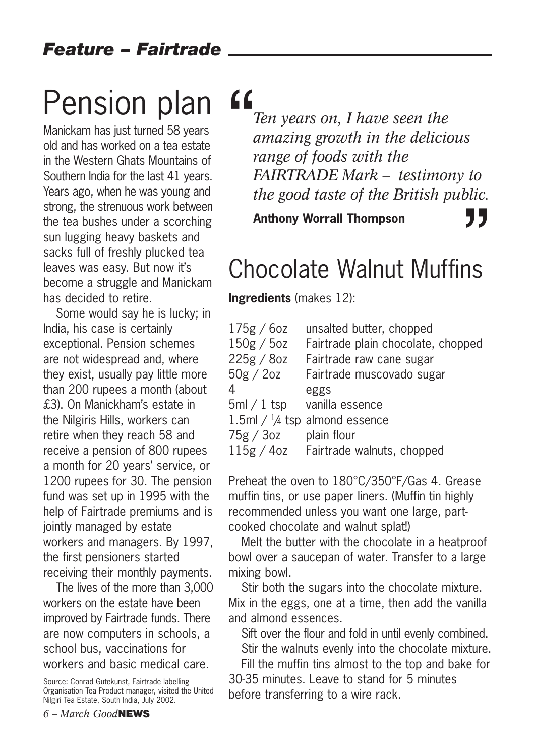## Feature – Fairtrade

# Pension plan

Manickam has just turned 58 years old and has worked on a tea estate in the Western Ghats Mountains of Southern India for the last 41 years. Years ago, when he was young and strong, the strenuous work between the tea bushes under a scorching sun lugging heavy baskets and sacks full of freshly plucked tea leaves was easy. But now it's become a struggle and Manickam has decided to retire.

Some would say he is lucky; in India, his case is certainly exceptional. Pension schemes are not widespread and, where they exist, usually pay little more than 200 rupees a month (about £3). On Manickham's estate in the Nilgiris Hills, workers can retire when they reach 58 and receive a pension of 800 rupees a month for 20 years' service, or 1200 rupees for 30. The pension fund was set up in 1995 with the help of Fairtrade premiums and is jointly managed by estate workers and managers. By 1997, the first pensioners started receiving their monthly payments.

The lives of the more than 3,000 workers on the estate have been improved by Fairtrade funds. There are now computers in schools, a school bus, vaccinations for workers and basic medical care.

Source: Conrad Gutekunst, Fairtrade labelling Organisation Tea Product manager, visited the United Nilgiri Tea Estate, South India, July 2002.

> *"Ten years on, I have seen the amazing growth in the delicious range of foods with the FAIRTRADE Mark – testimony to the good taste of the British public."*
>
> **Anthony Worrall Thompson**

# Chocolate Walnut Muffins

**Ingredients** (makes 12):

| | |
|---|---|
| 175g / 6oz | unsalted butter, chopped |
| 150g / 5oz | Fairtrade plain chocolate, chopped |
| 225g / 8oz | Fairtrade raw cane sugar |
| 50g / 2oz | Fairtrade muscovado sugar |
| 4 | eggs |
| 5ml / 1 tsp | vanilla essence |
| 1.5ml / ¼ tsp | almond essence |
| 75g / 3oz | plain flour |
| 115g / 4oz | Fairtrade walnuts, chopped |

Preheat the oven to 180°C/350°F/Gas 4. Grease muffin tins, or use paper liners. (Muffin tin highly recommended unless you want one large, part-cooked chocolate and walnut splat!)

Melt the butter with the chocolate in a heatproof bowl over a saucepan of water. Transfer to a large mixing bowl.

Stir both the sugars into the chocolate mixture. Mix in the eggs, one at a time, then add the vanilla and almond essences.

Sift over the flour and fold in until evenly combined.

Stir the walnuts evenly into the chocolate mixture.

Fill the muffin tins almost to the top and bake for 30-35 minutes. Leave to stand for 5 minutes before transferring to a wire rack.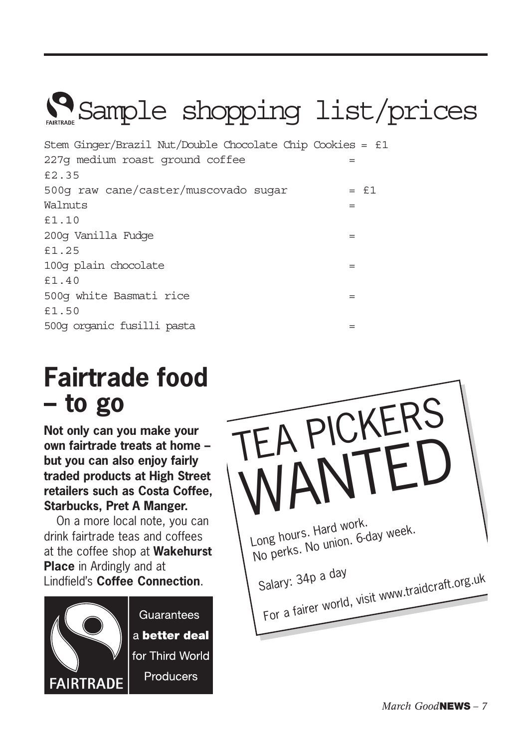# Sample shopping list/prices

Stem Ginger/Brazil Nut/Double Chocolate Chip Cookies = £1
227g medium roast ground coffee =
£2.35
500g raw cane/caster/muscovado sugar = £1
Walnuts =
£1.10
200g Vanilla Fudge =
£1.25
100g plain chocolate =
£1.40
500g white Basmati rice =
£1.50
500g organic fusilli pasta =

# Fairtrade food – to go

**Not only can you make your own fairtrade treats at home – but you can also enjoy fairly traded products at High Street retailers such as Costa Coffee, Starbucks, Pret A Manger.**

On a more local note, you can drink fairtrade teas and coffees at the coffee shop at **Wakehurst Place** in Ardingly and at Lindfield's **Coffee Connection**.

FAIRTRADE

Guarantees a **better deal** for Third World Producers

TEA PICKERS WANTED

Long hours. Hard work.
No perks. No union. 6-day week.

Salary: 34p a day

For a fairer world, visit www.traidcraft.org.uk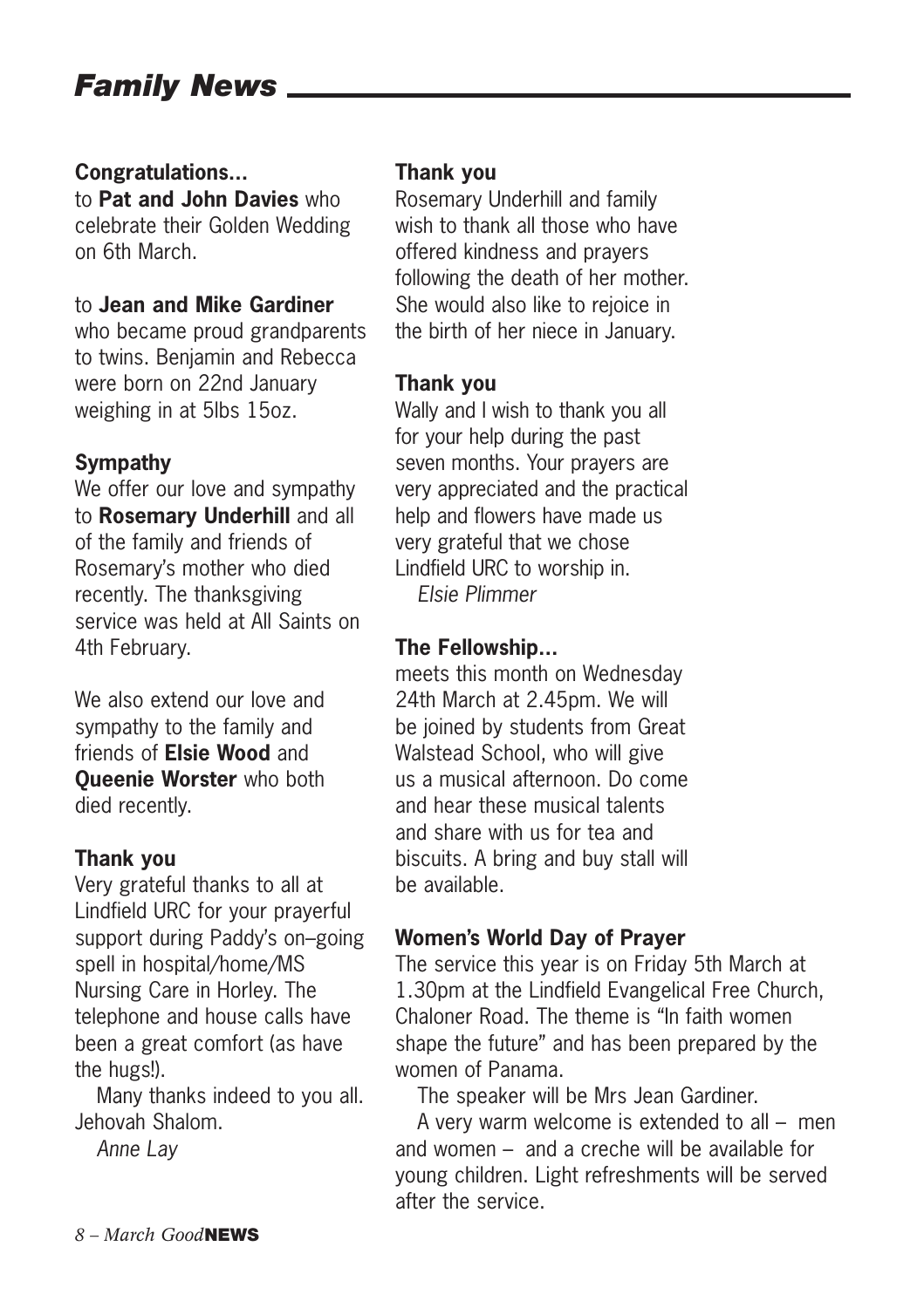# *Family News*

**Congratulations…**

to **Pat and John Davies** who celebrate their Golden Wedding on 6th March.

to **Jean and Mike Gardiner** who became proud grandparents to twins. Benjamin and Rebecca were born on 22nd January weighing in at 5lbs 15oz.

**Sympathy**

We offer our love and sympathy to **Rosemary Underhill** and all of the family and friends of Rosemary's mother who died recently. The thanksgiving service was held at All Saints on 4th February.

We also extend our love and sympathy to the family and friends of **Elsie Wood** and **Queenie Worster** who both died recently.

**Thank you**

Very grateful thanks to all at Lindfield URC for your prayerful support during Paddy's on–going spell in hospital/home/MS Nursing Care in Horley. The telephone and house calls have been a great comfort (as have the hugs!).

Many thanks indeed to you all. Jehovah Shalom.

*Anne Lay*

**Thank you**

Rosemary Underhill and family wish to thank all those who have offered kindness and prayers following the death of her mother. She would also like to rejoice in the birth of her niece in January.

**Thank you**

Wally and I wish to thank you all for your help during the past seven months. Your prayers are very appreciated and the practical help and flowers have made us very grateful that we chose Lindfield URC to worship in.

*Elsie Plimmer*

**The Fellowship…**

meets this month on Wednesday 24th March at 2.45pm. We will be joined by students from Great Walstead School, who will give us a musical afternoon. Do come and hear these musical talents and share with us for tea and biscuits. A bring and buy stall will be available.

**Women's World Day of Prayer**

The service this year is on Friday 5th March at 1.30pm at the Lindfield Evangelical Free Church, Chaloner Road. The theme is "In faith women shape the future" and has been prepared by the women of Panama.

The speaker will be Mrs Jean Gardiner.

A very warm welcome is extended to all – men and women – and a creche will be available for young children. Light refreshments will be served after the service.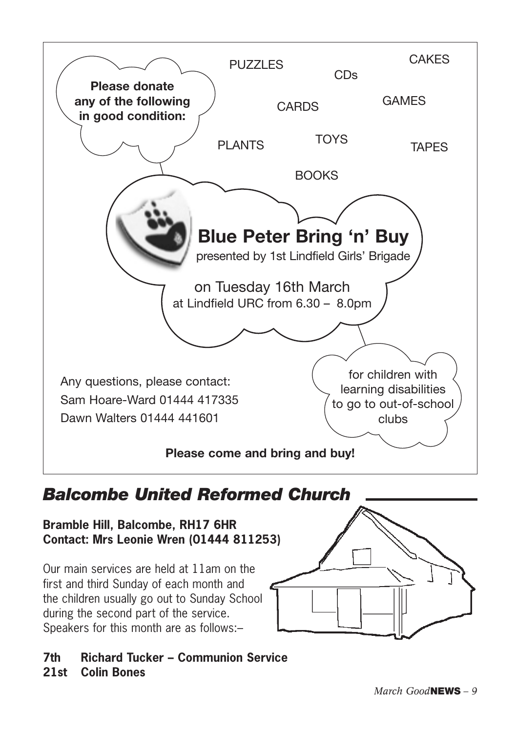**Please donate any of the following in good condition:**

PUZZLES
CDs
CAKES
CARDS
GAMES
PLANTS
TOYS
TAPES
BOOKS

## Blue Peter Bring 'n' Buy

presented by 1st Lindfield Girls' Brigade

on Tuesday 16th March
at Lindfield URC from 6.30 – 8.0pm

for children with learning disabilities to go to out-of-school clubs

Any questions, please contact:
Sam Hoare-Ward 01444 417335
Dawn Walters 01444 441601

**Please come and bring and buy!**

## *Balcombe United Reformed Church*

**Bramble Hill, Balcombe, RH17 6HR**
**Contact: Mrs Leonie Wren (01444 811253)**

Our main services are held at 11am on the first and third Sunday of each month and the children usually go out to Sunday School during the second part of the service. Speakers for this month are as follows:–

**7th Richard Tucker – Communion Service**
**21st Colin Bones**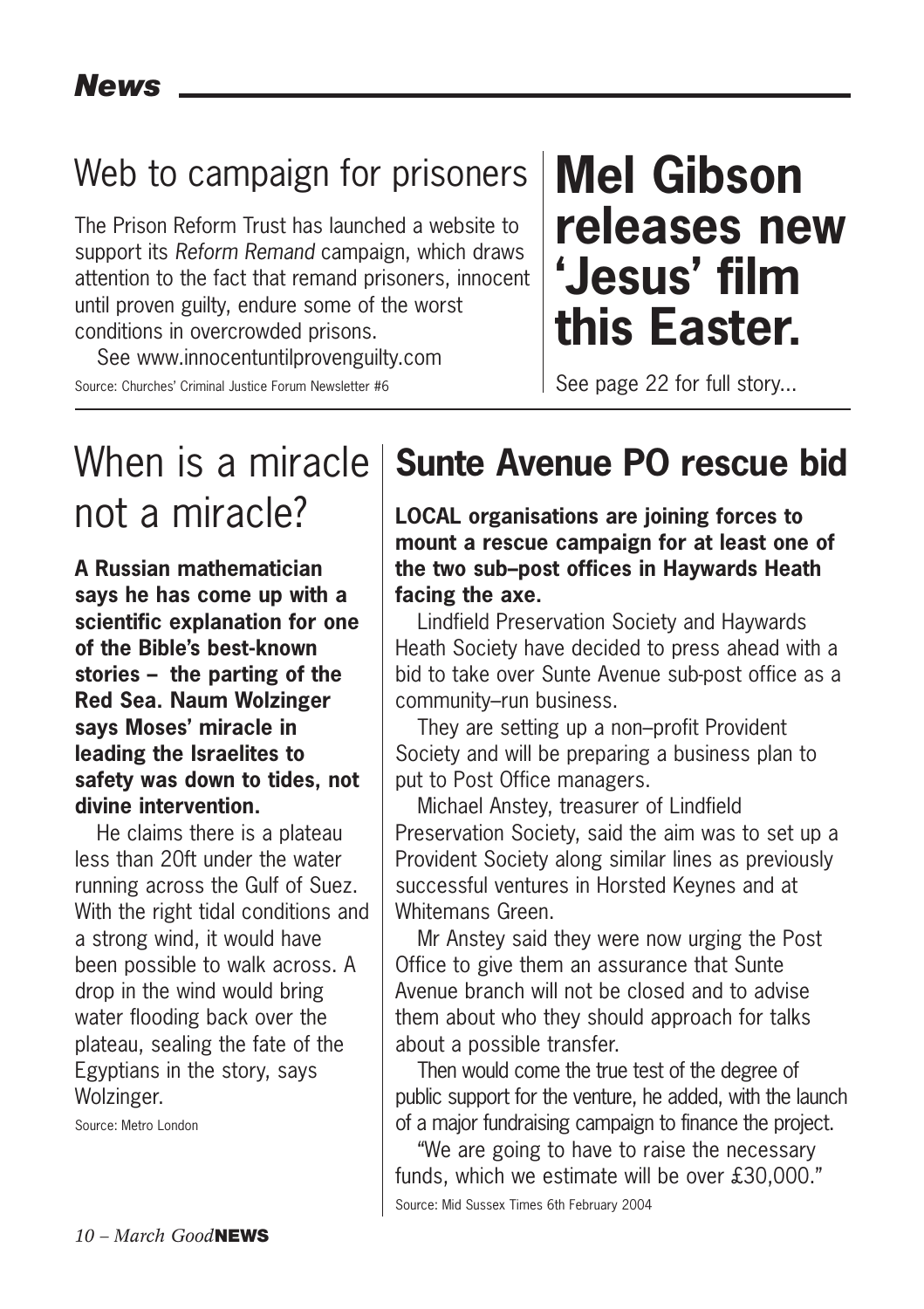## Web to campaign for prisoners

The Prison Reform Trust has launched a website to support its *Reform Remand* campaign, which draws attention to the fact that remand prisoners, innocent until proven guilty, endure some of the worst conditions in overcrowded prisons.

See www.innocentuntilprovenguilty.com

Source: Churches' Criminal Justice Forum Newsletter #6

# Mel Gibson releases new 'Jesus' film this Easter.

See page 22 for full story...

## When is a miracle not a miracle?

**A Russian mathematician says he has come up with a scientific explanation for one of the Bible's best-known stories – the parting of the Red Sea. Naum Wolzinger says Moses' miracle in leading the Israelites to safety was down to tides, not divine intervention.**

He claims there is a plateau less than 20ft under the water running across the Gulf of Suez. With the right tidal conditions and a strong wind, it would have been possible to walk across. A drop in the wind would bring water flooding back over the plateau, sealing the fate of the Egyptians in the story, says Wolzinger.

Source: Metro London

## Sunte Avenue PO rescue bid

**LOCAL organisations are joining forces to mount a rescue campaign for at least one of the two sub–post offices in Haywards Heath facing the axe.**

Lindfield Preservation Society and Haywards Heath Society have decided to press ahead with a bid to take over Sunte Avenue sub-post office as a community–run business.

They are setting up a non–profit Provident Society and will be preparing a business plan to put to Post Office managers.

Michael Anstey, treasurer of Lindfield Preservation Society, said the aim was to set up a Provident Society along similar lines as previously successful ventures in Horsted Keynes and at Whitemans Green.

Mr Anstey said they were now urging the Post Office to give them an assurance that Sunte Avenue branch will not be closed and to advise them about who they should approach for talks about a possible transfer.

Then would come the true test of the degree of public support for the venture, he added, with the launch of a major fundraising campaign to finance the project.

"We are going to have to raise the necessary funds, which we estimate will be over £30,000."

Source: Mid Sussex Times 6th February 2004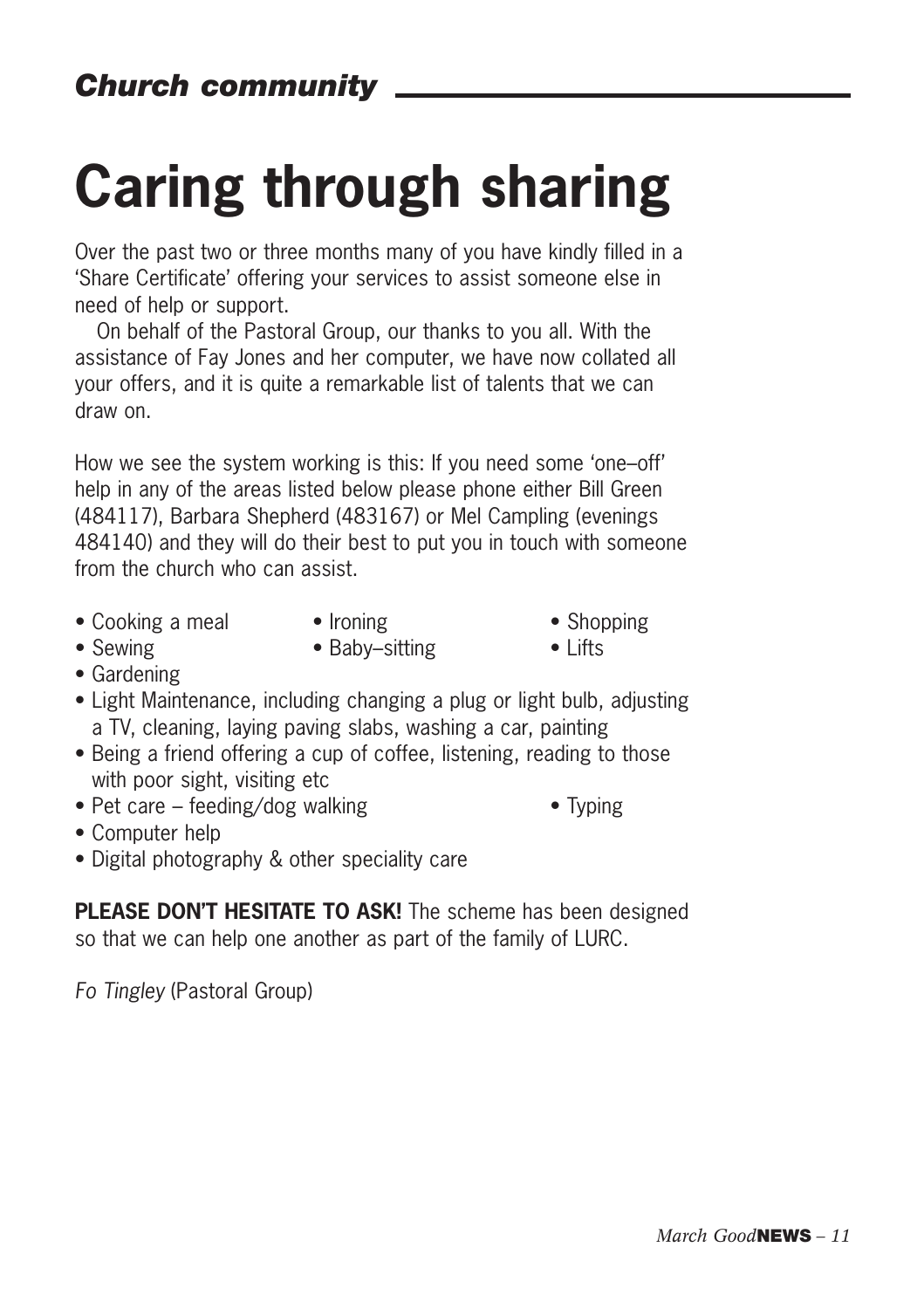## *Church community*

# Caring through sharing

Over the past two or three months many of you have kindly filled in a 'Share Certificate' offering your services to assist someone else in need of help or support.

On behalf of the Pastoral Group, our thanks to you all. With the assistance of Fay Jones and her computer, we have now collated all your offers, and it is quite a remarkable list of talents that we can draw on.

How we see the system working is this: If you need some 'one–off' help in any of the areas listed below please phone either Bill Green (484117), Barbara Shepherd (483167) or Mel Campling (evenings 484140) and they will do their best to put you in touch with someone from the church who can assist.

- Cooking a meal
- Ironing
- Shopping
- Sewing
- Baby–sitting
- Lifts
- Gardening
- Light Maintenance, including changing a plug or light bulb, adjusting a TV, cleaning, laying paving slabs, washing a car, painting
- Being a friend offering a cup of coffee, listening, reading to those with poor sight, visiting etc
- Pet care – feeding/dog walking
- Typing
- Computer help
- Digital photography & other speciality care

**PLEASE DON'T HESITATE TO ASK!** The scheme has been designed so that we can help one another as part of the family of LURC.

*Fo Tingley* (Pastoral Group)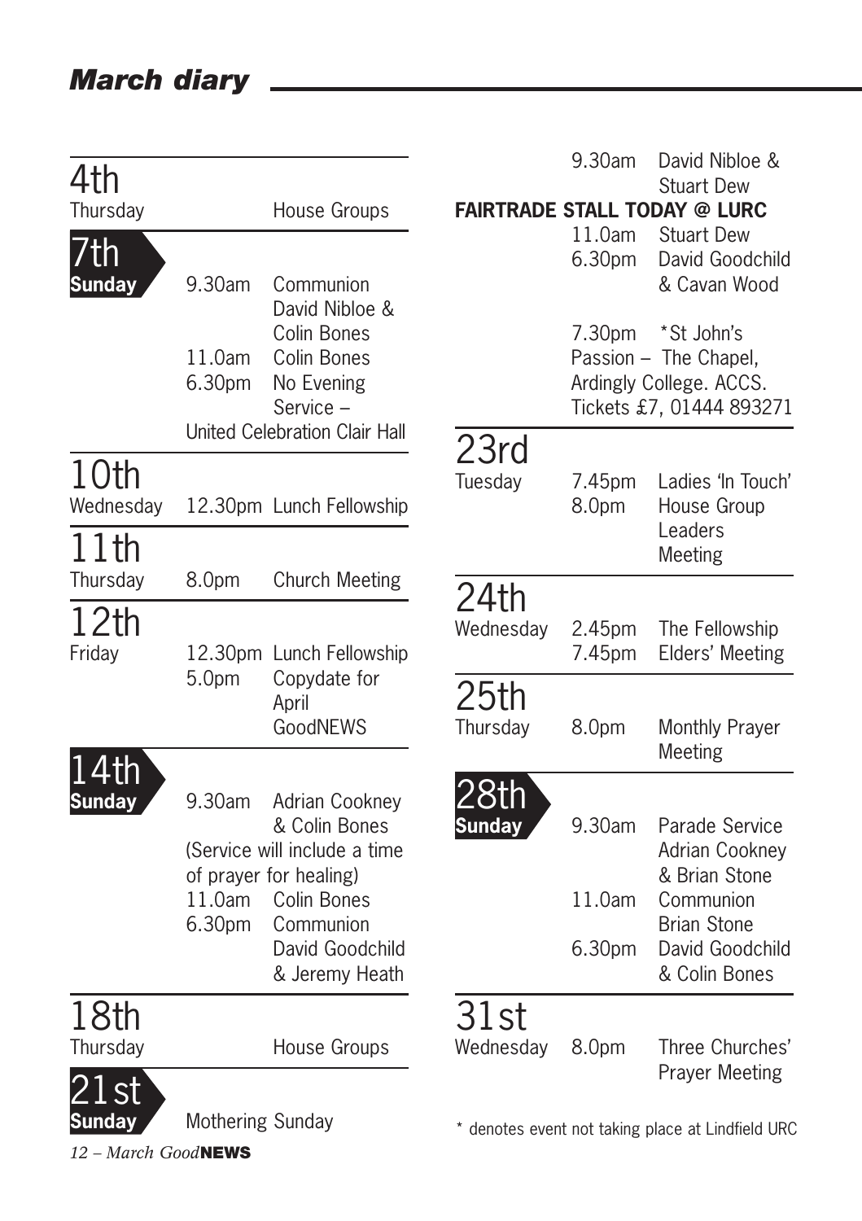# March diary

## 4th Thursday

House Groups

## 7th Sunday

9.30am Communion David Nibloe & Colin Bones

11.0am Colin Bones

6.30pm No Evening Service – United Celebration Clair Hall

## 10th Wednesday

12.30pm Lunch Fellowship

## 11th Thursday

8.0pm Church Meeting

## 12th Friday

12.30pm Lunch Fellowship

5.0pm Copydate for April GoodNEWS

## 14th Sunday

9.30am Adrian Cookney & Colin Bones (Service will include a time of prayer for healing)

11.0am Colin Bones

6.30pm Communion David Goodchild & Jeremy Heath

## 18th Thursday

House Groups

## 21st Sunday

Mothering Sunday

9.30am David Nibloe & Stuart Dew

**FAIRTRADE STALL TODAY @ LURC**

11.0am Stuart Dew

6.30pm David Goodchild & Cavan Wood

7.30pm *St John's Passion – The Chapel, Ardingly College. ACCS. Tickets £7, 01444 893271

## 23rd Tuesday

7.45pm Ladies 'In Touch'

8.0pm House Group Leaders Meeting

## 24th Wednesday

2.45pm The Fellowship

7.45pm Elders' Meeting

## 25th Thursday

8.0pm Monthly Prayer Meeting

## 28th Sunday

9.30am Parade Service Adrian Cookney & Brian Stone

11.0am Communion Brian Stone

6.30pm David Goodchild & Colin Bones

## 31st Wednesday

8.0pm Three Churches' Prayer Meeting

* denotes event not taking place at Lindfield URC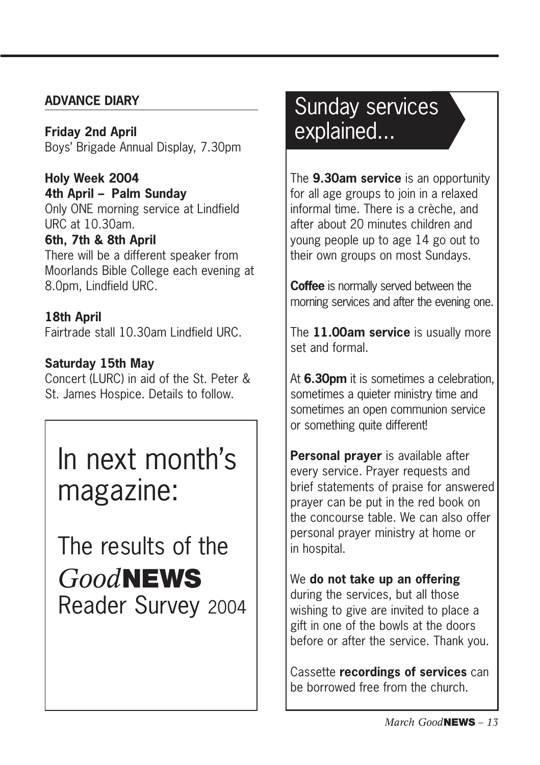## ADVANCE DIARY

**Friday 2nd April**
Boys' Brigade Annual Display, 7.30pm

**Holy Week 2004**
**4th April – Palm Sunday**
Only ONE morning service at Lindfield URC at 10.30am.
**6th, 7th & 8th April**
There will be a different speaker from Moorlands Bible College each evening at 8.0pm, Lindfield URC.

**18th April**
Fairtrade stall 10.30am Lindfield URC.

**Saturday 15th May**
Concert (LURC) in aid of the St. Peter & St. James Hospice. Details to follow.

# In next month's magazine:

## The results of the *Good***NEWS** Reader Survey 2004

# Sunday services explained...

The **9.30am service** is an opportunity for all age groups to join in a relaxed informal time. There is a crèche, and after about 20 minutes children and young people up to age 14 go out to their own groups on most Sundays.

**Coffee** is normally served between the morning services and after the evening one.

The **11.00am service** is usually more set and formal.

At **6.30pm** it is sometimes a celebration, sometimes a quieter ministry time and sometimes an open communion service or something quite different!

**Personal prayer** is available after every service. Prayer requests and brief statements of praise for answered prayer can be put in the red book on the concourse table. We can also offer personal prayer ministry at home or in hospital.

We **do not take up an offering** during the services, but all those wishing to give are invited to place a gift in one of the bowls at the doors before or after the service. Thank you.

Cassette **recordings of services** can be borrowed free from the church.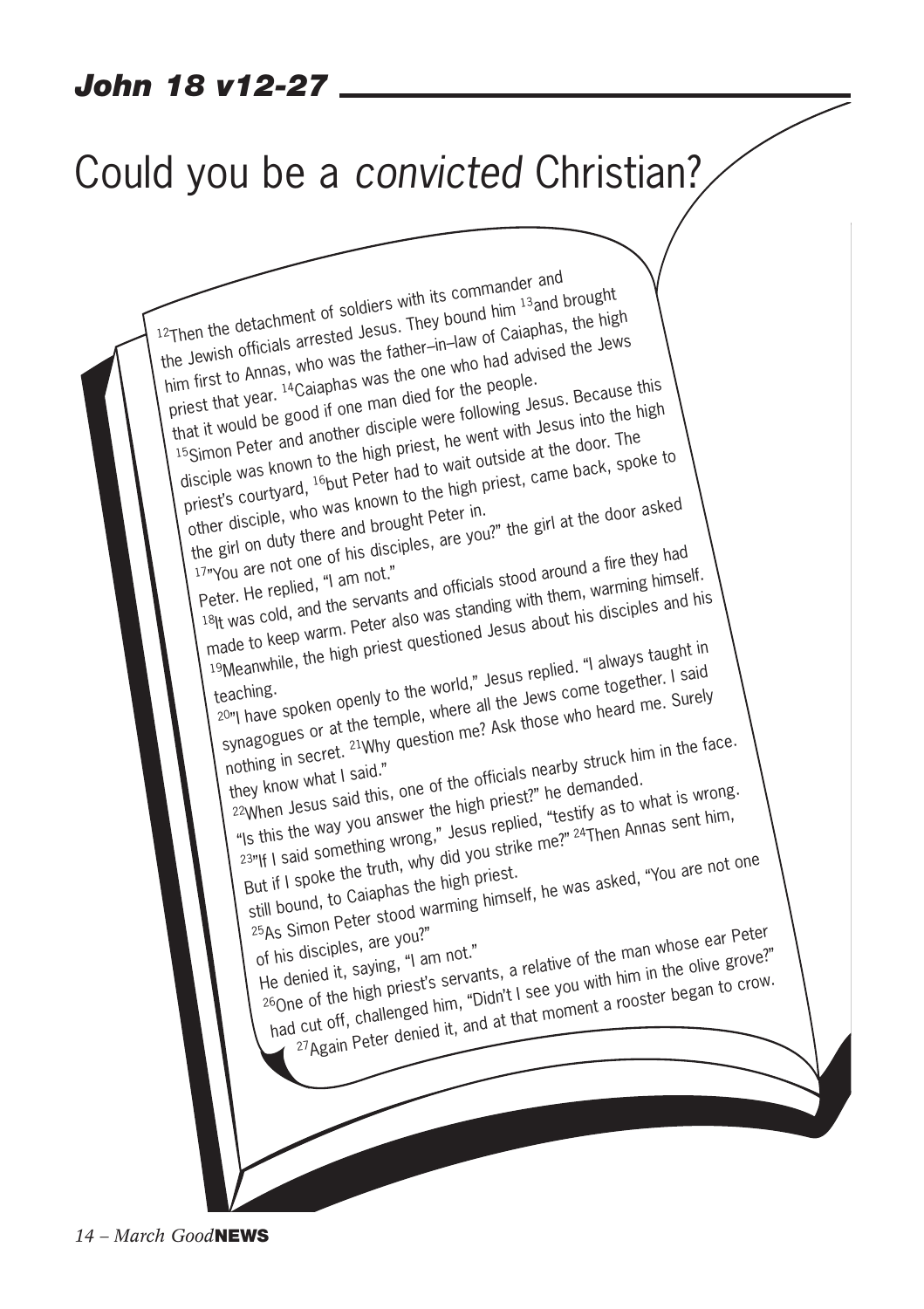## *John 18 v12-27*

# Could you be a *convicted* Christian?

[12]Then the detachment of soldiers with its commander and the Jewish officials arrested Jesus. They bound him [13]and brought him first to Annas, who was the father–in–law of Caiaphas, the high priest that year. [14]Caiaphas was the one who had advised the Jews that it would be good if one man died for the people.

[15]Simon Peter and another disciple were following Jesus. Because this disciple was known to the high priest, he went with Jesus into the high priest's courtyard, [16]but Peter had to wait outside at the door. The other disciple, who was known to the high priest, came back, spoke to the girl on duty there and brought Peter in.

[17]"You are not one of his disciples, are you?" the girl at the door asked Peter. He replied, "I am not."

[18]It was cold, and the servants and officials stood around a fire they had made to keep warm. Peter also was standing with them, warming himself.

[19]Meanwhile, the high priest questioned Jesus about his disciples and his teaching.

[20]"I have spoken openly to the world," Jesus replied. "I always taught in synagogues or at the temple, where all the Jews come together. I said nothing in secret. [21]Why question me? Ask those who heard me. Surely they know what I said."

[22]When Jesus said this, one of the officials nearby struck him in the face. "Is this the way you answer the high priest?" he demanded.

[23]"If I said something wrong," Jesus replied, "testify as to what is wrong. But if I spoke the truth, why did you strike me?" [24]Then Annas sent him, still bound, to Caiaphas the high priest.

[25]As Simon Peter stood warming himself, he was asked, "You are not one of his disciples, are you?"

He denied it, saying, "I am not."

[26]One of the high priest's servants, a relative of the man whose ear Peter had cut off, challenged him, "Didn't I see you with him in the olive grove?" [27]Again Peter denied it, and at that moment a rooster began to crow.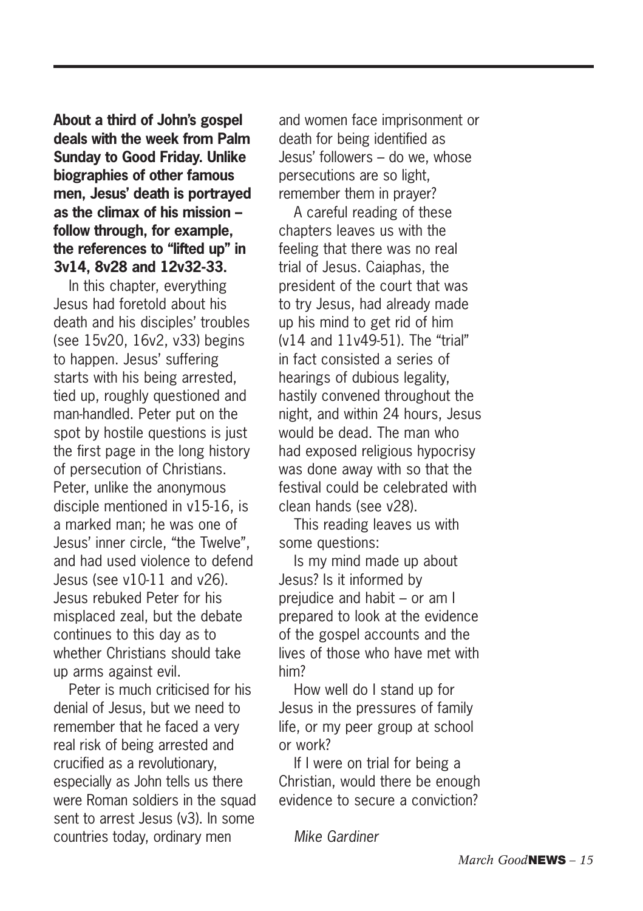**About a third of John's gospel deals with the week from Palm Sunday to Good Friday. Unlike biographies of other famous men, Jesus' death is portrayed as the climax of his mission – follow through, for example, the references to "lifted up" in 3v14, 8v28 and 12v32-33.**

In this chapter, everything Jesus had foretold about his death and his disciples' troubles (see 15v20, 16v2, v33) begins to happen. Jesus' suffering starts with his being arrested, tied up, roughly questioned and man-handled. Peter put on the spot by hostile questions is just the first page in the long history of persecution of Christians. Peter, unlike the anonymous disciple mentioned in v15-16, is a marked man; he was one of Jesus' inner circle, "the Twelve", and had used violence to defend Jesus (see v10-11 and v26). Jesus rebuked Peter for his misplaced zeal, but the debate continues to this day as to whether Christians should take up arms against evil.

Peter is much criticised for his denial of Jesus, but we need to remember that he faced a very real risk of being arrested and crucified as a revolutionary, especially as John tells us there were Roman soldiers in the squad sent to arrest Jesus (v3). In some countries today, ordinary men and women face imprisonment or death for being identified as Jesus' followers – do we, whose persecutions are so light, remember them in prayer?

A careful reading of these chapters leaves us with the feeling that there was no real trial of Jesus. Caiaphas, the president of the court that was to try Jesus, had already made up his mind to get rid of him (v14 and 11v49-51). The "trial" in fact consisted a series of hearings of dubious legality, hastily convened throughout the night, and within 24 hours, Jesus would be dead. The man who had exposed religious hypocrisy was done away with so that the festival could be celebrated with clean hands (see v28).

This reading leaves us with some questions:

Is my mind made up about Jesus? Is it informed by prejudice and habit – or am I prepared to look at the evidence of the gospel accounts and the lives of those who have met with him?

How well do I stand up for Jesus in the pressures of family life, or my peer group at school or work?

If I were on trial for being a Christian, would there be enough evidence to secure a conviction?

*Mike Gardiner*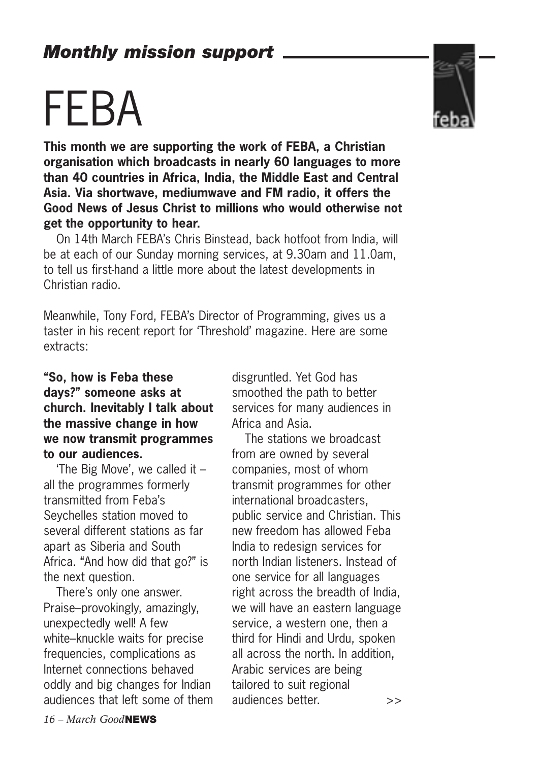## *Monthly mission support*

# FEBA

**This month we are supporting the work of FEBA, a Christian organisation which broadcasts in nearly 60 languages to more than 40 countries in Africa, India, the Middle East and Central Asia. Via shortwave, mediumwave and FM radio, it offers the Good News of Jesus Christ to millions who would otherwise not get the opportunity to hear.**

On 14th March FEBA's Chris Binstead, back hotfoot from India, will be at each of our Sunday morning services, at 9.30am and 11.0am, to tell us first-hand a little more about the latest developments in Christian radio.

Meanwhile, Tony Ford, FEBA's Director of Programming, gives us a taster in his recent report for 'Threshold' magazine. Here are some extracts:

**"So, how is Feba these days?" someone asks at church. Inevitably I talk about the massive change in how we now transmit programmes to our audiences.**

'The Big Move', we called it – all the programmes formerly transmitted from Feba's Seychelles station moved to several different stations as far apart as Siberia and South Africa. "And how did that go?" is the next question.

There's only one answer. Praise–provokingly, amazingly, unexpectedly well! A few white–knuckle waits for precise frequencies, complications as Internet connections behaved oddly and big changes for Indian audiences that left some of them disgruntled. Yet God has smoothed the path to better services for many audiences in Africa and Asia.

The stations we broadcast from are owned by several companies, most of whom transmit programmes for other international broadcasters, public service and Christian. This new freedom has allowed Feba India to redesign services for north Indian listeners. Instead of one service for all languages right across the breadth of India, we will have an eastern language service, a western one, then a third for Hindi and Urdu, spoken all across the north. In addition, Arabic services are being tailored to suit regional audiences better. >>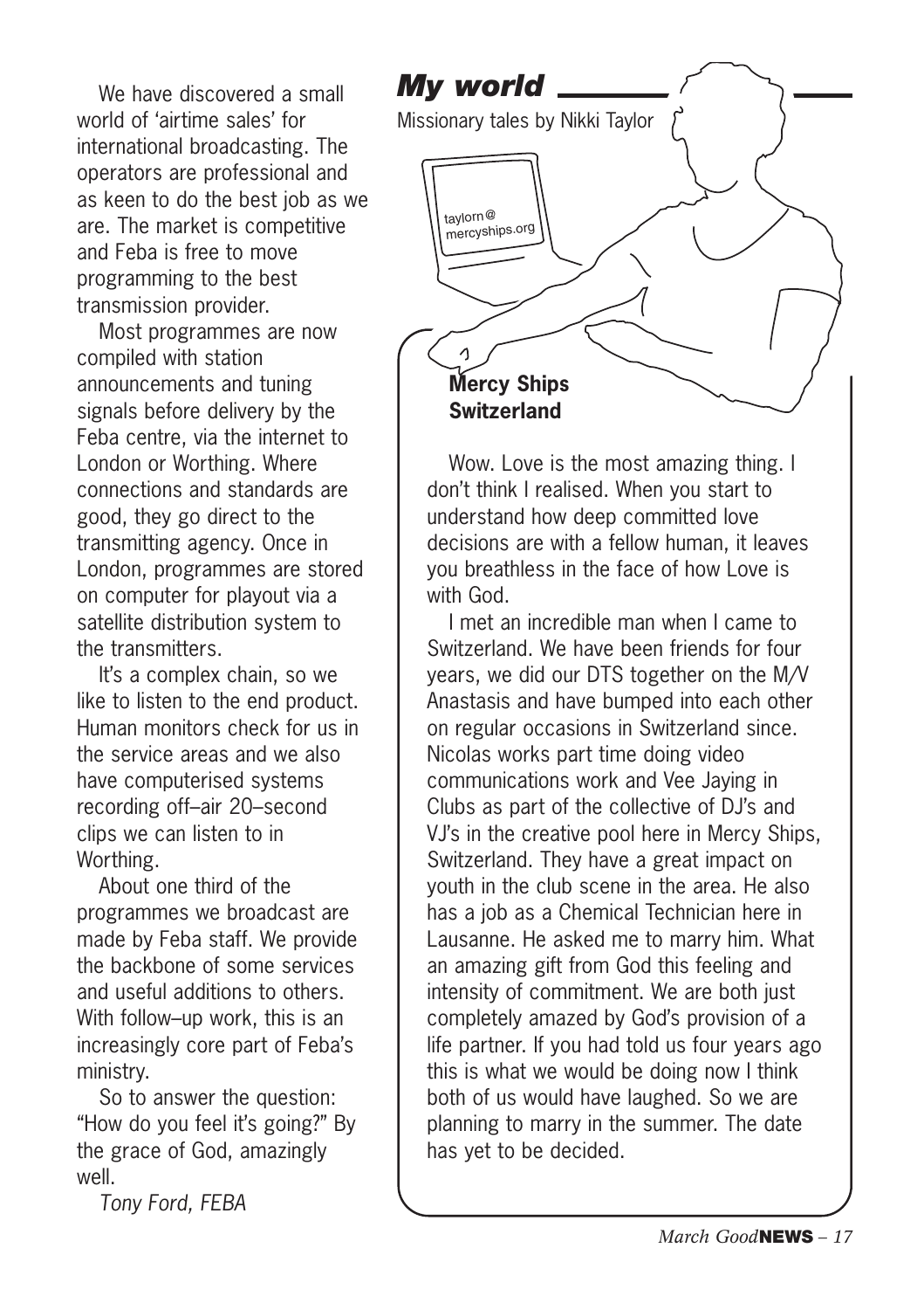We have discovered a small world of 'airtime sales' for international broadcasting. The operators are professional and as keen to do the best job as we are. The market is competitive and Feba is free to move programming to the best transmission provider.

Most programmes are now compiled with station announcements and tuning signals before delivery by the Feba centre, via the internet to London or Worthing. Where connections and standards are good, they go direct to the transmitting agency. Once in London, programmes are stored on computer for playout via a satellite distribution system to the transmitters.

It's a complex chain, so we like to listen to the end product. Human monitors check for us in the service areas and we also have computerised systems recording off–air 20–second clips we can listen to in Worthing.

About one third of the programmes we broadcast are made by Feba staff. We provide the backbone of some services and useful additions to others. With follow–up work, this is an increasingly core part of Feba's ministry.

So to answer the question: "How do you feel it's going?" By the grace of God, amazingly well.

*Tony Ford, FEBA*

## *My world*

Missionary tales by Nikki Taylor

taylorn@mercyships.org

**Mercy Ships Switzerland**

Wow. Love is the most amazing thing. I don't think I realised. When you start to understand how deep committed love decisions are with a fellow human, it leaves you breathless in the face of how Love is with God.

I met an incredible man when I came to Switzerland. We have been friends for four years, we did our DTS together on the M/V Anastasis and have bumped into each other on regular occasions in Switzerland since. Nicolas works part time doing video communications work and Vee Jaying in Clubs as part of the collective of DJ's and VJ's in the creative pool here in Mercy Ships, Switzerland. They have a great impact on youth in the club scene in the area. He also has a job as a Chemical Technician here in Lausanne. He asked me to marry him. What an amazing gift from God this feeling and intensity of commitment. We are both just completely amazed by God's provision of a life partner. If you had told us four years ago this is what we would be doing now I think both of us would have laughed. So we are planning to marry in the summer. The date has yet to be decided.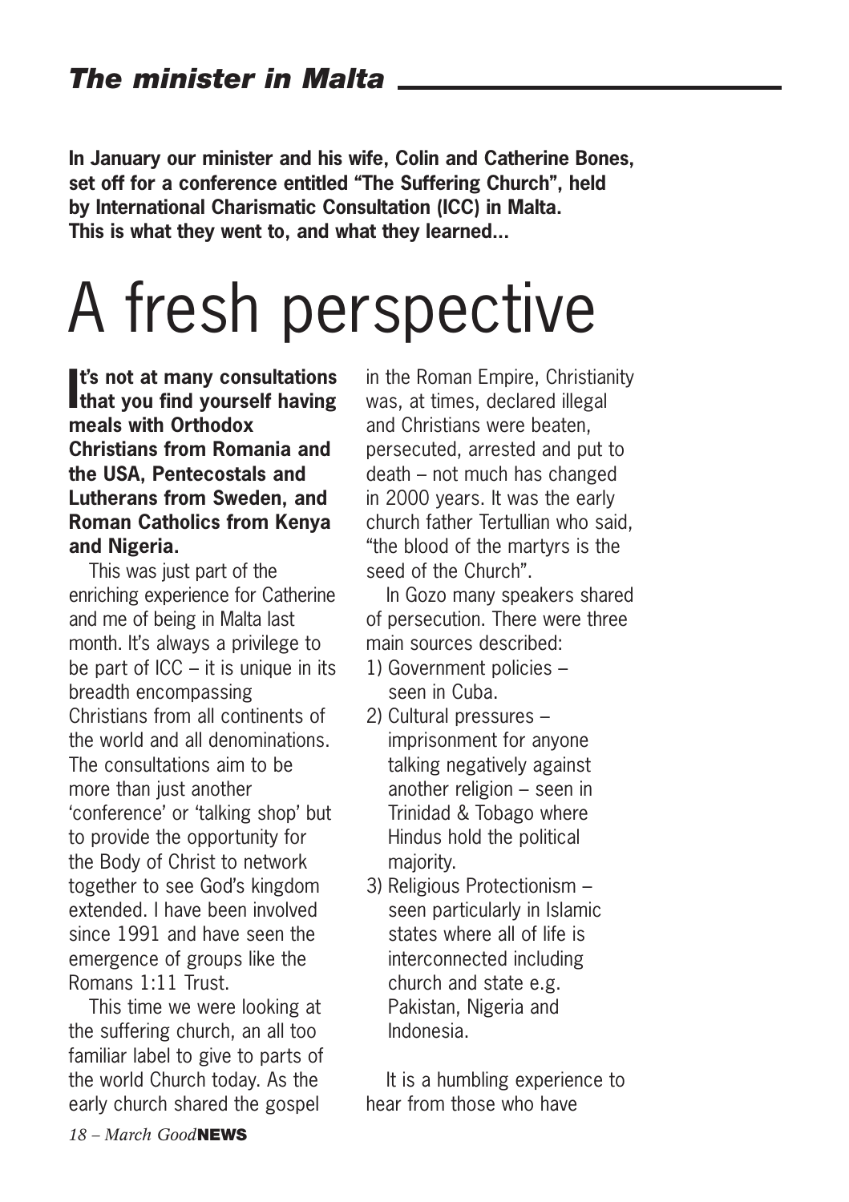## *The minister in Malta*

**In January our minister and his wife, Colin and Catherine Bones, set off for a conference entitled "The Suffering Church", held by International Charismatic Consultation (ICC) in Malta. This is what they went to, and what they learned...**

# A fresh perspective

**It's not at many consultations that you find yourself having meals with Orthodox Christians from Romania and the USA, Pentecostals and Lutherans from Sweden, and Roman Catholics from Kenya and Nigeria.**

This was just part of the enriching experience for Catherine and me of being in Malta last month. It's always a privilege to be part of ICC – it is unique in its breadth encompassing Christians from all continents of the world and all denominations. The consultations aim to be more than just another 'conference' or 'talking shop' but to provide the opportunity for the Body of Christ to network together to see God's kingdom extended. I have been involved since 1991 and have seen the emergence of groups like the Romans 1:11 Trust.

This time we were looking at the suffering church, an all too familiar label to give to parts of the world Church today. As the early church shared the gospel in the Roman Empire, Christianity was, at times, declared illegal and Christians were beaten, persecuted, arrested and put to death – not much has changed in 2000 years. It was the early church father Tertullian who said, "the blood of the martyrs is the seed of the Church".

In Gozo many speakers shared of persecution. There were three main sources described:

1) Government policies – seen in Cuba.
2) Cultural pressures – imprisonment for anyone talking negatively against another religion – seen in Trinidad & Tobago where Hindus hold the political majority.
3) Religious Protectionism – seen particularly in Islamic states where all of life is interconnected including church and state e.g. Pakistan, Nigeria and Indonesia.

It is a humbling experience to hear from those who have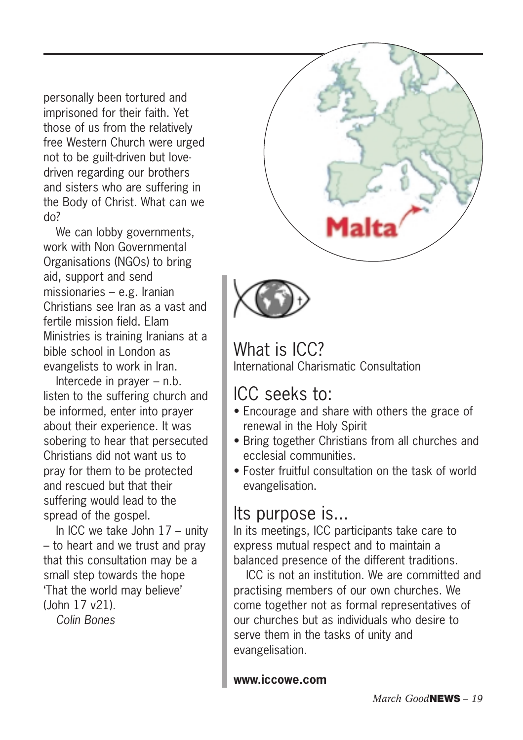personally been tortured and imprisoned for their faith. Yet those of us from the relatively free Western Church were urged not to be guilt-driven but love-driven regarding our brothers and sisters who are suffering in the Body of Christ. What can we do?

We can lobby governments, work with Non Governmental Organisations (NGOs) to bring aid, support and send missionaries – e.g. Iranian Christians see Iran as a vast and fertile mission field. Elam Ministries is training Iranians at a bible school in London as evangelists to work in Iran.

Intercede in prayer – n.b. listen to the suffering church and be informed, enter into prayer about their experience. It was sobering to hear that persecuted Christians did not want us to pray for them to be protected and rescued but that their suffering would lead to the spread of the gospel.

In ICC we take John 17 – unity – to heart and we trust and pray that this consultation may be a small step towards the hope 'That the world may believe' (John 17 v21).

*Colin Bones*

Malta

## What is ICC?

International Charismatic Consultation

## ICC seeks to:

- Encourage and share with others the grace of renewal in the Holy Spirit
- Bring together Christians from all churches and ecclesial communities.
- Foster fruitful consultation on the task of world evangelisation.

## Its purpose is...

In its meetings, ICC participants take care to express mutual respect and to maintain a balanced presence of the different traditions.

ICC is not an institution. We are committed and practising members of our own churches. We come together not as formal representatives of our churches but as individuals who desire to serve them in the tasks of unity and evangelisation.

**www.iccowe.com**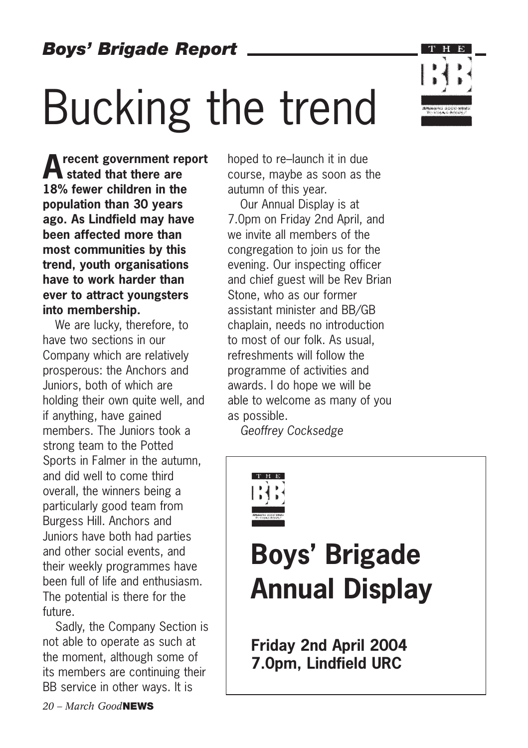***Boys' Brigade Report***

# Bucking the trend

**A recent government report stated that there are 18% fewer children in the population than 30 years ago. As Lindfield may have been affected more than most communities by this trend, youth organisations have to work harder than ever to attract youngsters into membership.**

We are lucky, therefore, to have two sections in our Company which are relatively prosperous: the Anchors and Juniors, both of which are holding their own quite well, and if anything, have gained members. The Juniors took a strong team to the Potted Sports in Falmer in the autumn, and did well to come third overall, the winners being a particularly good team from Burgess Hill. Anchors and Juniors have both had parties and other social events, and their weekly programmes have been full of life and enthusiasm. The potential is there for the future.

Sadly, the Company Section is not able to operate as such at the moment, although some of its members are continuing their BB service in other ways. It is hoped to re–launch it in due course, maybe as soon as the autumn of this year.

Our Annual Display is at 7.0pm on Friday 2nd April, and we invite all members of the congregation to join us for the evening. Our inspecting officer and chief guest will be Rev Brian Stone, who as our former assistant minister and BB/GB chaplain, needs no introduction to most of our folk. As usual, refreshments will follow the programme of activities and awards. I do hope we will be able to welcome as many of you as possible.

*Geoffrey Cocksedge*

## Boys' Brigade Annual Display

**Friday 2nd April 2004**
**7.0pm, Lindfield URC**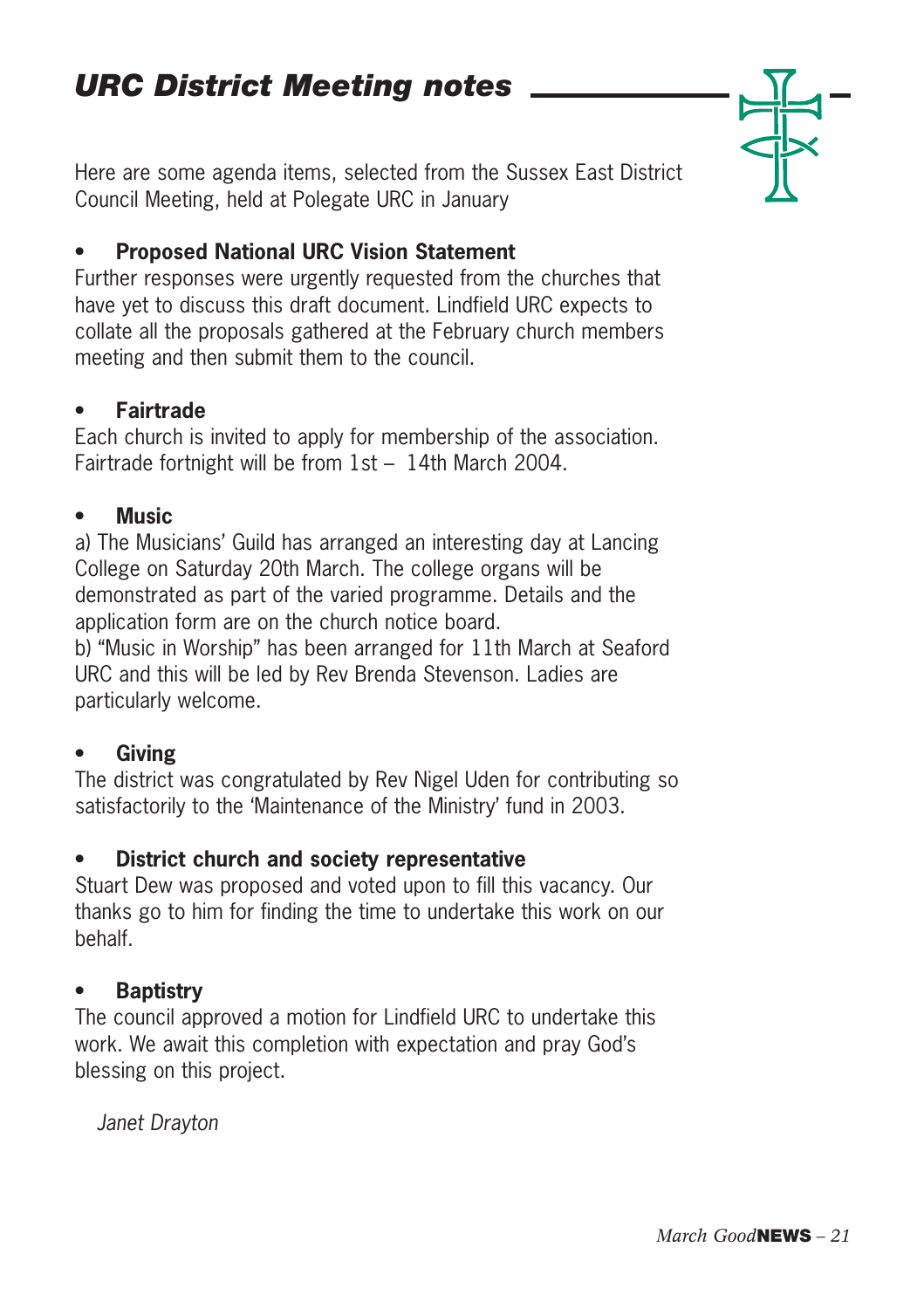## *URC District Meeting notes*

Here are some agenda items, selected from the Sussex East District Council Meeting, held at Polegate URC in January

- **Proposed National URC Vision Statement**

Further responses were urgently requested from the churches that have yet to discuss this draft document. Lindfield URC expects to collate all the proposals gathered at the February church members meeting and then submit them to the council.

- **Fairtrade**

Each church is invited to apply for membership of the association. Fairtrade fortnight will be from 1st – 14th March 2004.

- **Music**

a) The Musicians' Guild has arranged an interesting day at Lancing College on Saturday 20th March. The college organs will be demonstrated as part of the varied programme. Details and the application form are on the church notice board.
b) "Music in Worship" has been arranged for 11th March at Seaford URC and this will be led by Rev Brenda Stevenson. Ladies are particularly welcome.

- **Giving**

The district was congratulated by Rev Nigel Uden for contributing so satisfactorily to the 'Maintenance of the Ministry' fund in 2003.

- **District church and society representative**

Stuart Dew was proposed and voted upon to fill this vacancy. Our thanks go to him for finding the time to undertake this work on our behalf.

- **Baptistry**

The council approved a motion for Lindfield URC to undertake this work. We await this completion with expectation and pray God's blessing on this project.

*Janet Drayton*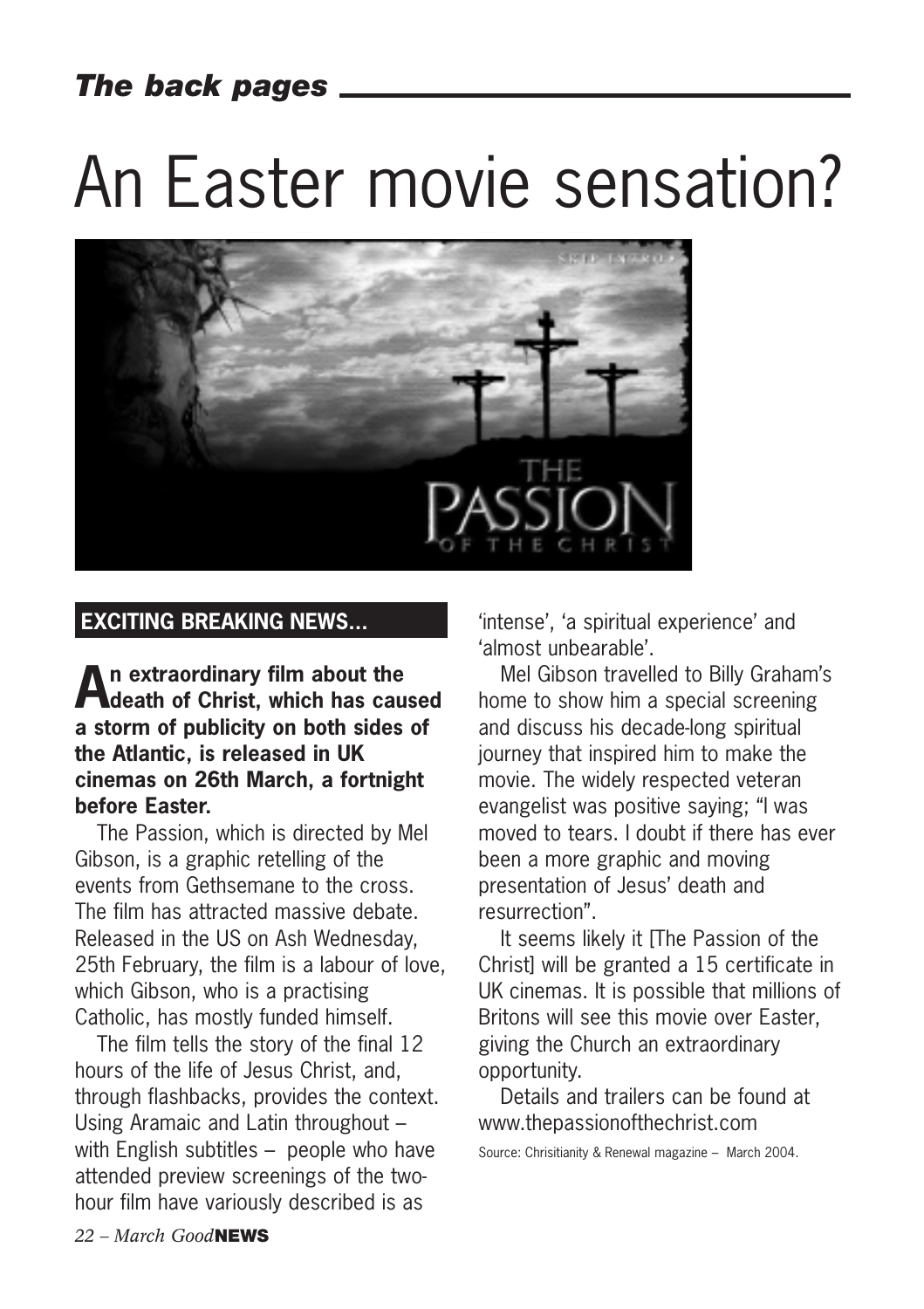# An Easter movie sensation?

## EXCITING BREAKING NEWS...

**An extraordinary film about the death of Christ, which has caused a storm of publicity on both sides of the Atlantic, is released in UK cinemas on 26th March, a fortnight before Easter.**

The Passion, which is directed by Mel Gibson, is a graphic retelling of the events from Gethsemane to the cross. The film has attracted massive debate. Released in the US on Ash Wednesday, 25th February, the film is a labour of love, which Gibson, who is a practising Catholic, has mostly funded himself.

The film tells the story of the final 12 hours of the life of Jesus Christ, and, through flashbacks, provides the context. Using Aramaic and Latin throughout – with English subtitles – people who have attended preview screenings of the two-hour film have variously described is as 'intense', 'a spiritual experience' and 'almost unbearable'.

Mel Gibson travelled to Billy Graham's home to show him a special screening and discuss his decade-long spiritual journey that inspired him to make the movie. The widely respected veteran evangelist was positive saying; "I was moved to tears. I doubt if there has ever been a more graphic and moving presentation of Jesus' death and resurrection".

It seems likely it [The Passion of the Christ] will be granted a 15 certificate in UK cinemas. It is possible that millions of Britons will see this movie over Easter, giving the Church an extraordinary opportunity.

Details and trailers can be found at www.thepassionofthechrist.com

Source: Chrisitianity & Renewal magazine – March 2004.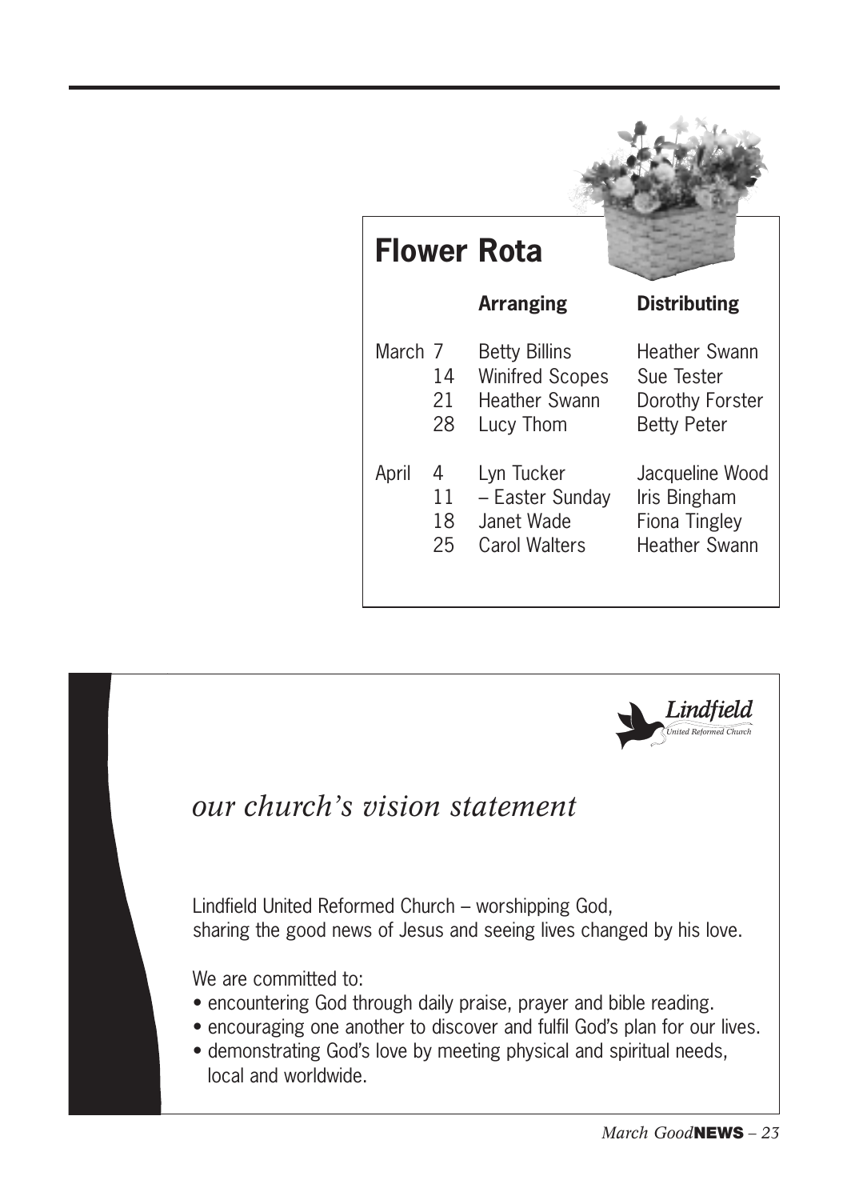## Flower Rota

| | | Arranging | Distributing |
|---|---|---|---|
| March | 7 | Betty Billins | Heather Swann |
| | 14 | Winifred Scopes | Sue Tester |
| | 21 | Heather Swann | Dorothy Forster |
| | 28 | Lucy Thom | Betty Peter |
| April | 4 | Lyn Tucker | Jacqueline Wood |
| | 11 | – Easter Sunday | Iris Bingham |
| | 18 | Janet Wade | Fiona Tingley |
| | 25 | Carol Walters | Heather Swann |

*Lindfield*
*United Reformed Church*

## *our church's vision statement*

Lindfield United Reformed Church – worshipping God, sharing the good news of Jesus and seeing lives changed by his love.

We are committed to:

- encountering God through daily praise, prayer and bible reading.
- encouraging one another to discover and fulfil God's plan for our lives.
- demonstrating God's love by meeting physical and spiritual needs, local and worldwide.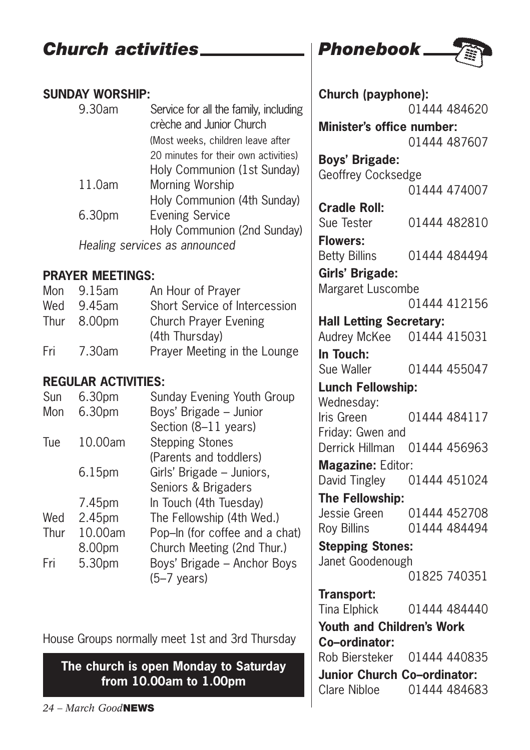# Church activities

**SUNDAY WORSHIP:**

| | |
|---|---|
| 9.30am | Service for all the family, including crèche and Junior Church (Most weeks, children leave after 20 minutes for their own activities) Holy Communion (1st Sunday) |
| 11.0am | Morning Worship Holy Communion (4th Sunday) |
| 6.30pm | Evening Service Holy Communion (2nd Sunday) |

*Healing services as announced*

**PRAYER MEETINGS:**

| | | |
|---|---|---|
| Mon | 9.15am | An Hour of Prayer |
| Wed | 9.45am | Short Service of Intercession |
| Thur | 8.00pm | Church Prayer Evening (4th Thursday) |
| Fri | 7.30am | Prayer Meeting in the Lounge |

**REGULAR ACTIVITIES:**

| | | |
|---|---|---|
| Sun | 6.30pm | Sunday Evening Youth Group |
| Mon | 6.30pm | Boys' Brigade – Junior Section (8–11 years) |
| Tue | 10.00am | Stepping Stones (Parents and toddlers) |
| | 6.15pm | Girls' Brigade – Juniors, Seniors & Brigaders |
| | 7.45pm | In Touch (4th Tuesday) |
| Wed | 2.45pm | The Fellowship (4th Wed.) |
| Thur | 10.00am | Pop–In (for coffee and a chat) |
| | 8.00pm | Church Meeting (2nd Thur.) |
| Fri | 5.30pm | Boys' Brigade – Anchor Boys (5–7 years) |

House Groups normally meet 1st and 3rd Thursday

**The church is open Monday to Saturday from 10.00am to 1.00pm**

# Phonebook

**Church (payphone):** 01444 484620

**Minister's office number:** 01444 487607

**Boys' Brigade:**
Geoffrey Cocksedge 01444 474007

**Cradle Roll:**
Sue Tester 01444 482810

**Flowers:**
Betty Billins 01444 484494

**Girls' Brigade:**
Margaret Luscombe 01444 412156

**Hall Letting Secretary:**
Audrey McKee 01444 415031

**In Touch:**
Sue Waller 01444 455047

**Lunch Fellowship:**
Wednesday:
Iris Green 01444 484117
Friday: Gwen and
Derrick Hillman 01444 456963

**Magazine:** Editor:
David Tingley 01444 451024

**The Fellowship:**
Jessie Green 01444 452708
Roy Billins 01444 484494

**Stepping Stones:**
Janet Goodenough 01825 740351

**Transport:**
Tina Elphick 01444 484440

**Youth and Children's Work Co–ordinator:**
Rob Biersteker 01444 440835

**Junior Church Co–ordinator:**
Clare Nibloe 01444 484683